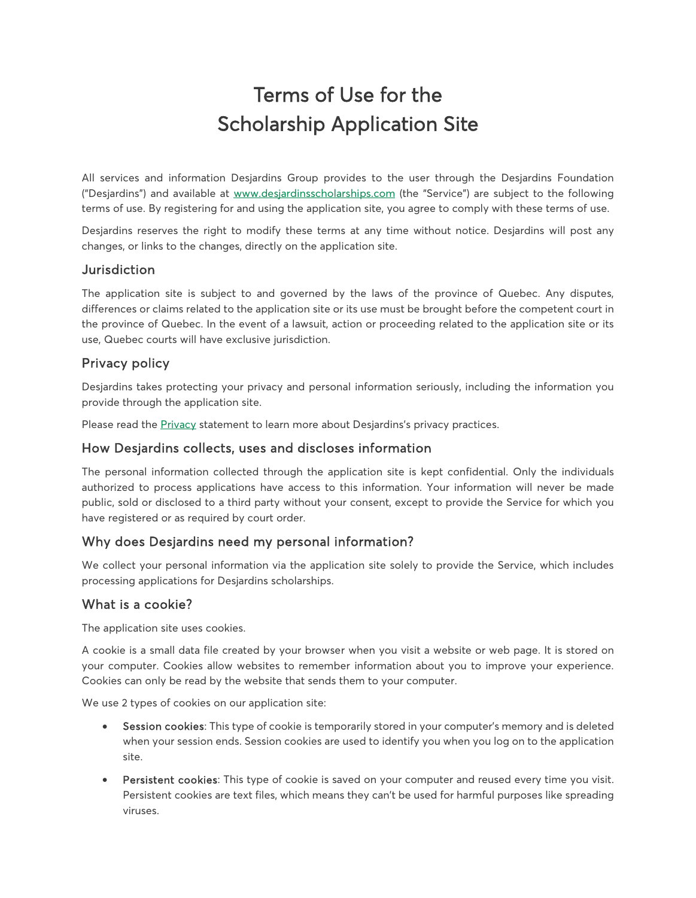# Terms of Use for the Scholarship Application Site

All services and information Desjardins Group provides to the user through the Desjardins Foundation ("Desjardins") and available at [www.desjardinsscholarships.com](http://www.desjardinsscholarships.com) (the "Service") are subject to the following terms of use. By registering for and using the application site, you agree to comply with these terms of use.

Desjardins reserves the right to modify these terms at any time without notice. Desjardins will post any changes, or links to the changes, directly on the application site.

## Jurisdiction

The application site is subject to and governed by the laws of the province of Quebec. Any disputes, differences or claims related to the application site or its use must be brought before the competent court in the province of Quebec. In the event of a lawsuit, action or proceeding related to the application site or its use, Quebec courts will have exclusive jurisdiction.

## Privacy policy

Desjardins takes protecting your privacy and personal information seriously, including the information you provide through the application site.

Please read the Privacy statement to learn more about Desjardins's privacy practices.

## How Desjardins collects, uses and discloses information

The personal information collected through the application site is kept confidential. Only the individuals authorized to process applications have access to this information. Your information will never be made public, sold or disclosed to a third party without your consent, except to provide the Service for which you have registered or as required by court order.

## Why does Desjardins need my personal information?

We collect your personal information via the application site solely to provide the Service, which includes processing applications for Desjardins scholarships.

## What is a cookie?

The application site uses cookies.

A cookie is a small data file created by your browser when you visit a website or web page. It is stored on your computer. Cookies allow websites to remember information about you to improve your experience. Cookies can only be read by the website that sends them to your computer.

We use 2 types of cookies on our application site:

- **Session cookies**: This type of cookie is temporarily stored in your computer's memory and is deleted when your session ends. Session cookies are used to identify you when you log on to the application site.
- **Persistent cookies**: This type of cookie is saved on your computer and reused every time you visit. Persistent cookies are text files, which means they can't be used for harmful purposes like spreading viruses.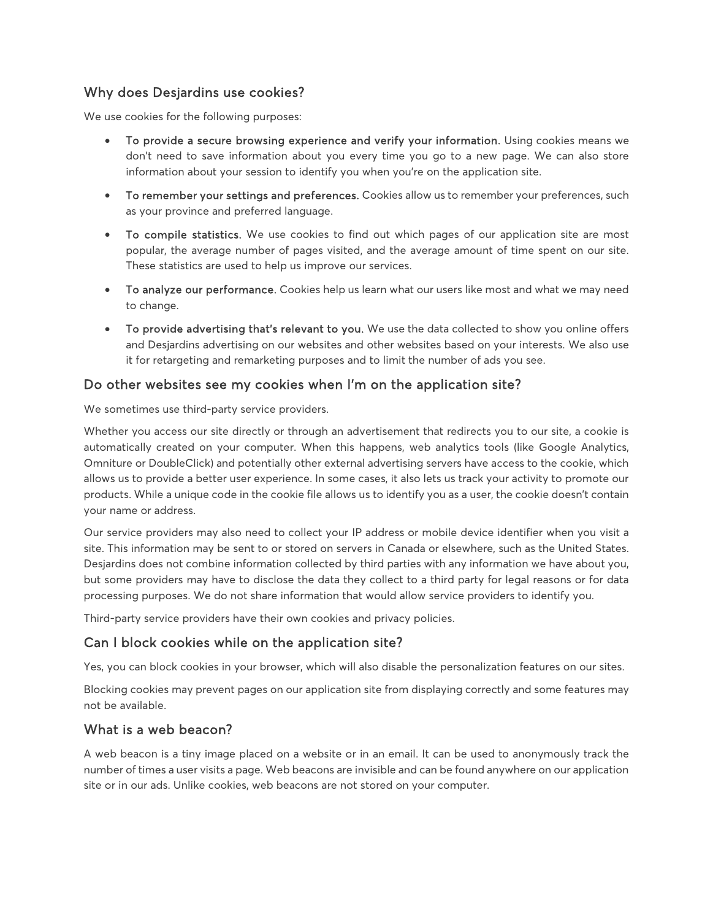## Why does Desjardins use cookies?

We use cookies for the following purposes:

- **To provide a secure browsing experience and verify your information.** Using cookies means we don't need to save information about you every time you go to a new page. We can also store information about your session to identify you when you're on the application site.
- **To remember your settings and preferences.** Cookies allow us to remember your preferences, such as your province and preferred language.
- **To compile statistics.** We use cookies to find out which pages of our application site are most popular, the average number of pages visited, and the average amount of time spent on our site. These statistics are used to help us improve our services.
- **To analyze our performance.** Cookies help us learn what our users like most and what we may need to change.
- **To provide advertising that's relevant to you.** We use the data collected to show you online offers and Desjardins advertising on our websites and other websites based on your interests. We also use it for retargeting and remarketing purposes and to limit the number of ads you see.

## Do other websites see my cookies when I'm on the application site?

We sometimes use third-party service providers.

Whether you access our site directly or through an advertisement that redirects you to our site, a cookie is automatically created on your computer. When this happens, web analytics tools (like Google Analytics, Omniture or DoubleClick) and potentially other external advertising servers have access to the cookie, which allows us to provide a better user experience. In some cases, it also lets us track your activity to promote our products. While a unique code in the cookie file allows us to identify you as a user, the cookie doesn't contain your name or address.

Our service providers may also need to collect your IP address or mobile device identifier when you visit a site. This information may be sent to or stored on servers in Canada or elsewhere, such as the United States. Desjardins does not combine information collected by third parties with any information we have about you, but some providers may have to disclose the data they collect to a third party for legal reasons or for data processing purposes. We do not share information that would allow service providers to identify you.

Third-party service providers have their own cookies and privacy policies.

## Can I block cookies while on the application site?

Yes, you can block cookies in your browser, which will also disable the personalization features on our sites.

Blocking cookies may prevent pages on our application site from displaying correctly and some features may not be available.

## What is a web beacon?

A web beacon is a tiny image placed on a website or in an email. It can be used to anonymously track the number of times a user visits a page. Web beacons are invisible and can be found anywhere on our application site or in our ads. Unlike cookies, web beacons are not stored on your computer.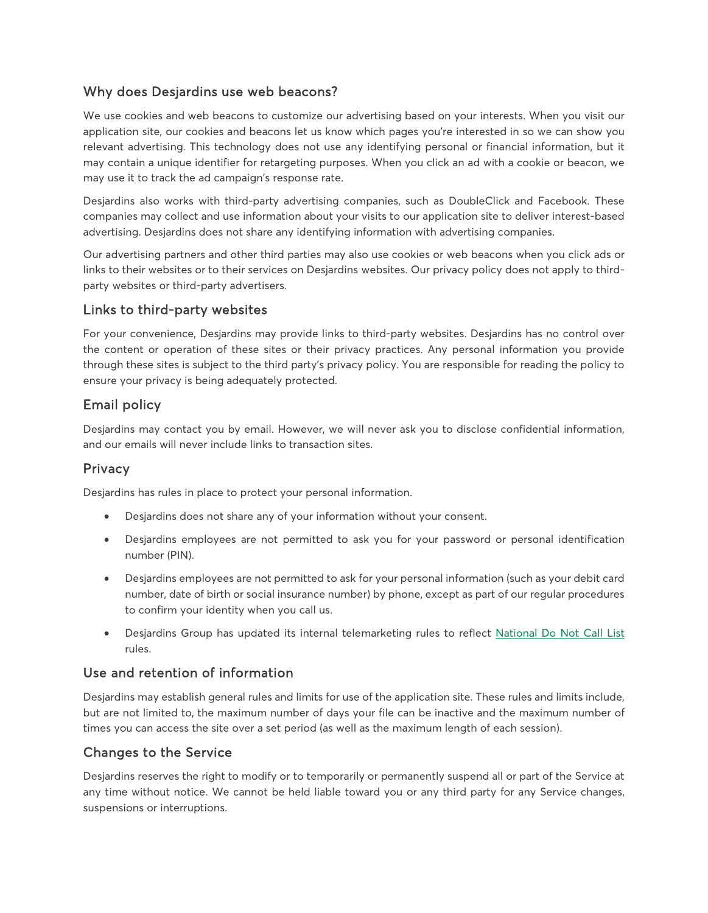## Why does Desjardins use web beacons?

We use cookies and web beacons to customize our advertising based on your interests. When you visit our application site, our cookies and beacons let us know which pages you're interested in so we can show you relevant advertising. This technology does not use any identifying personal or financial information, but it may contain a unique identifier for retargeting purposes. When you click an ad with a cookie or beacon, we may use it to track the ad campaign's response rate.

Desjardins also works with third-party advertising companies, such as DoubleClick and Facebook. These companies may collect and use information about your visits to our application site to deliver interest-based advertising. Desjardins does not share any identifying information with advertising companies.

Our advertising partners and other third parties may also use cookies or web beacons when you click ads or links to their websites or to their services on Desjardins websites. Our privacy policy does not apply to third-party websites or third-party advertisers.

## Links to third-party websites

For your convenience, Desjardins may provide links to third-party websites. Desjardins has no control over the content or operation of these sites or their privacy practices. Any personal information you provide through these sites is subject to the third party's privacy policy. You are responsible for reading the policy to ensure your privacy is being adequately protected.

## Email policy

Desjardins may contact you by email. However, we will never ask you to disclose confidential information, and our emails will never include links to transaction sites.

## Privacy

Desjardins has rules in place to protect your personal information.

- Desjardins does not share any of your information without your consent.
- Desjardins employees are not permitted to ask you for your password or personal identification number (PIN).
- Desjardins employees are not permitted to ask for your personal information (such as your debit card number, date of birth or social insurance number) by phone, except as part of our regular procedures to confirm your identity when you call us.
- Desjardins Group has updated its internal telemarketing rules to reflect National Do Not Call List rules.

## Use and retention of information

Desjardins may establish general rules and limits for use of the application site. These rules and limits include, but are not limited to, the maximum number of days your file can be inactive and the maximum number of times you can access the site over a set period (as well as the maximum length of each session).

## Changes to the Service

Desjardins reserves the right to modify or to temporarily or permanently suspend all or part of the Service at any time without notice. We cannot be held liable toward you or any third party for any Service changes, suspensions or interruptions.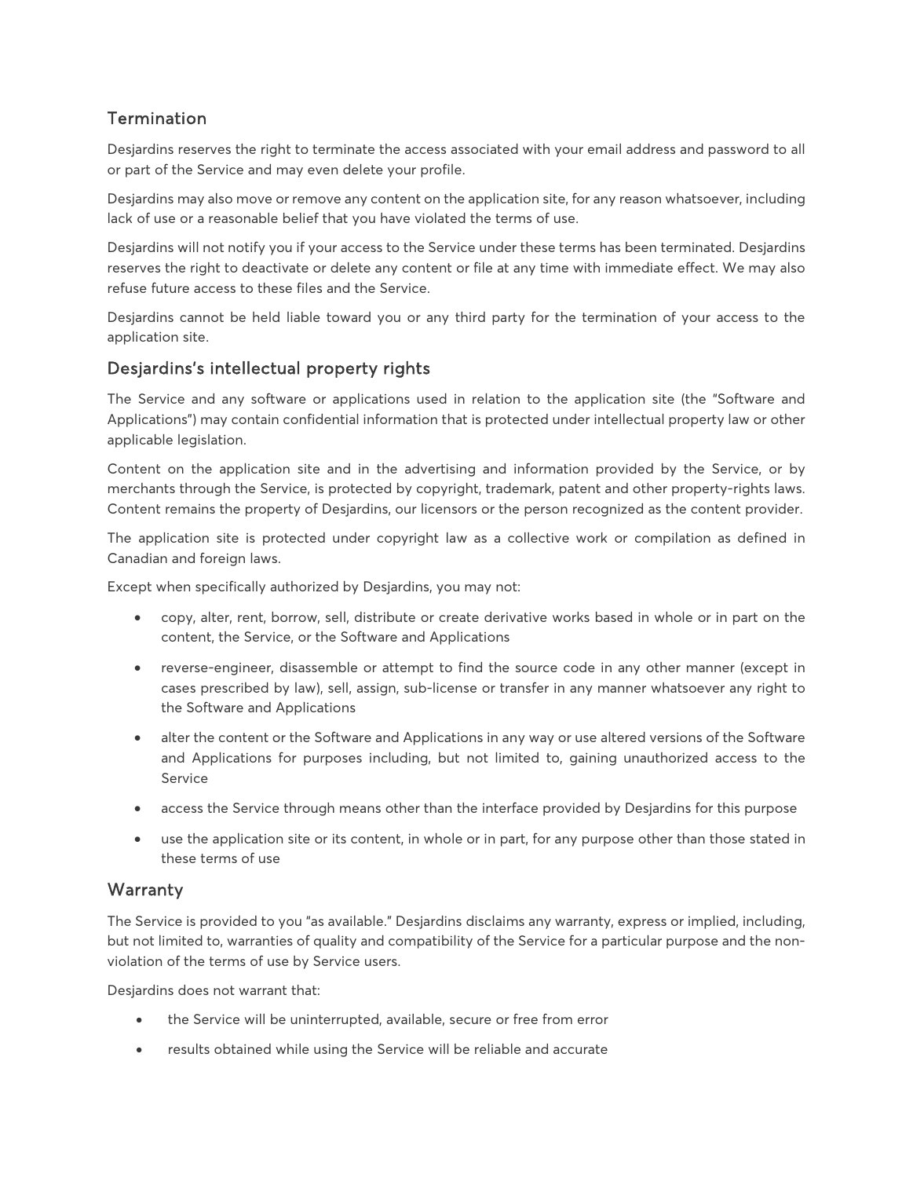## Termination

Desjardins reserves the right to terminate the access associated with your email address and password to all or part of the Service and may even delete your profile.

Desjardins may also move or remove any content on the application site, for any reason whatsoever, including lack of use or a reasonable belief that you have violated the terms of use.

Desjardins will not notify you if your access to the Service under these terms has been terminated. Desjardins reserves the right to deactivate or delete any content or file at any time with immediate effect. We may also refuse future access to these files and the Service.

Desjardins cannot be held liable toward you or any third party for the termination of your access to the application site.

## Desjardins's intellectual property rights

The Service and any software or applications used in relation to the application site (the "Software and Applications") may contain confidential information that is protected under intellectual property law or other applicable legislation.

Content on the application site and in the advertising and information provided by the Service, or by merchants through the Service, is protected by copyright, trademark, patent and other property-rights laws. Content remains the property of Desjardins, our licensors or the person recognized as the content provider.

The application site is protected under copyright law as a collective work or compilation as defined in Canadian and foreign laws.

Except when specifically authorized by Desjardins, you may not:

- copy, alter, rent, borrow, sell, distribute or create derivative works based in whole or in part on the content, the Service, or the Software and Applications
- reverse-engineer, disassemble or attempt to find the source code in any other manner (except in cases prescribed by law), sell, assign, sub-license or transfer in any manner whatsoever any right to the Software and Applications
- alter the content or the Software and Applications in any way or use altered versions of the Software and Applications for purposes including, but not limited to, gaining unauthorized access to the Service
- access the Service through means other than the interface provided by Desjardins for this purpose
- use the application site or its content, in whole or in part, for any purpose other than those stated in these terms of use

## Warranty

The Service is provided to you "as available." Desjardins disclaims any warranty, express or implied, including, but not limited to, warranties of quality and compatibility of the Service for a particular purpose and the non-violation of the terms of use by Service users.

Desjardins does not warrant that:

- the Service will be uninterrupted, available, secure or free from error
- results obtained while using the Service will be reliable and accurate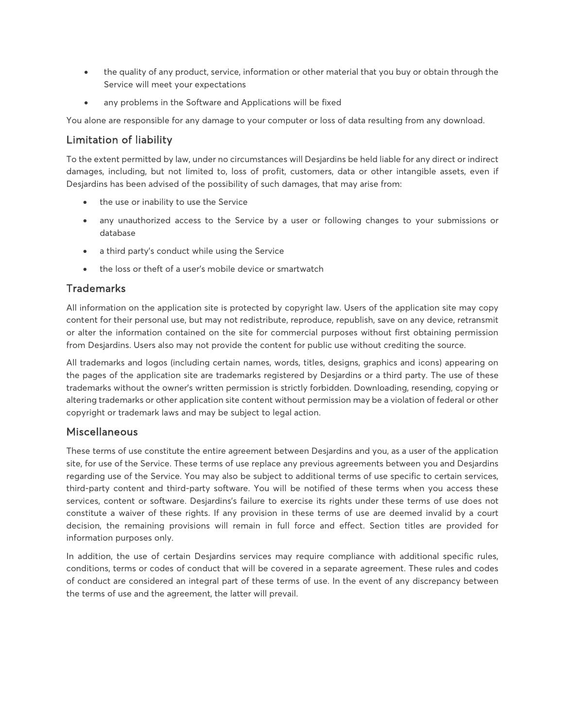- the quality of any product, service, information or other material that you buy or obtain through the Service will meet your expectations
- any problems in the Software and Applications will be fixed

You alone are responsible for any damage to your computer or loss of data resulting from any download.

## Limitation of liability

To the extent permitted by law, under no circumstances will Desjardins be held liable for any direct or indirect damages, including, but not limited to, loss of profit, customers, data or other intangible assets, even if Desjardins has been advised of the possibility of such damages, that may arise from:

- the use or inability to use the Service
- any unauthorized access to the Service by a user or following changes to your submissions or database
- a third party's conduct while using the Service
- the loss or theft of a user's mobile device or smartwatch

## Trademarks

All information on the application site is protected by copyright law. Users of the application site may copy content for their personal use, but may not redistribute, reproduce, republish, save on any device, retransmit or alter the information contained on the site for commercial purposes without first obtaining permission from Desjardins. Users also may not provide the content for public use without crediting the source.

All trademarks and logos (including certain names, words, titles, designs, graphics and icons) appearing on the pages of the application site are trademarks registered by Desjardins or a third party. The use of these trademarks without the owner's written permission is strictly forbidden. Downloading, resending, copying or altering trademarks or other application site content without permission may be a violation of federal or other copyright or trademark laws and may be subject to legal action.

## Miscellaneous

These terms of use constitute the entire agreement between Desjardins and you, as a user of the application site, for use of the Service. These terms of use replace any previous agreements between you and Desjardins regarding use of the Service. You may also be subject to additional terms of use specific to certain services, third-party content and third-party software. You will be notified of these terms when you access these services, content or software. Desjardins's failure to exercise its rights under these terms of use does not constitute a waiver of these rights. If any provision in these terms of use are deemed invalid by a court decision, the remaining provisions will remain in full force and effect. Section titles are provided for information purposes only.

In addition, the use of certain Desjardins services may require compliance with additional specific rules, conditions, terms or codes of conduct that will be covered in a separate agreement. These rules and codes of conduct are considered an integral part of these terms of use. In the event of any discrepancy between the terms of use and the agreement, the latter will prevail.